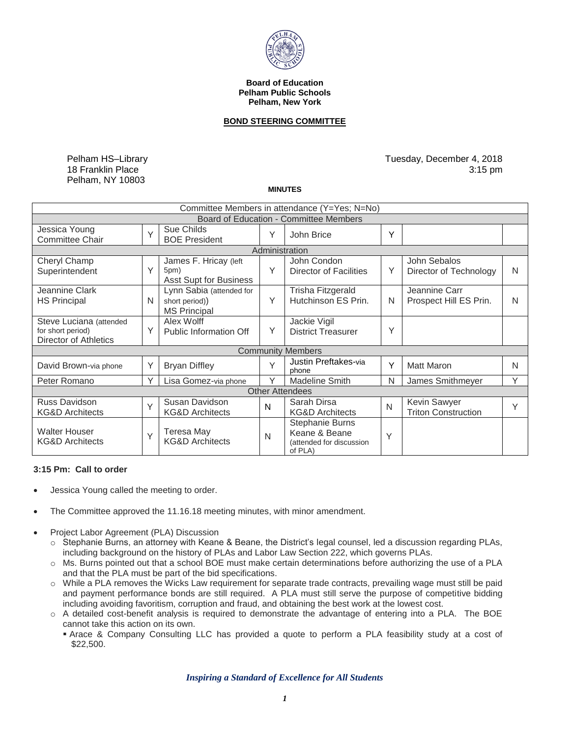**Board of Education**
**Pelham Public Schools**
**Pelham, New York**

## BOND STEERING COMMITTEE

Pelham HS–Library
18 Franklin Place
Pelham, NY 10803

Tuesday, December 4, 2018
3:15 pm

**MINUTES**

| Committee Members in attendance (Y=Yes; N=No) | | | | | | | |
|---|---|---|---|---|---|---|---|
| **Board of Education - Committee Members** | | | | | | | |
| Jessica Young Committee Chair | Y | Sue Childs BOE President | Y | John Brice | Y | | |
| **Administration** | | | | | | | |
| Cheryl Champ Superintendent | Y | James F. Hricay (left 5pm) Asst Supt for Business | Y | John Condon Director of Facilities | Y | John Sebalos Director of Technology | N |
| Jeannine Clark HS Principal | N | Lynn Sabia (attended for short period)) MS Principal | Y | Trisha Fitzgerald Hutchinson ES Prin. | N | Jeannine Carr Prospect Hill ES Prin. | N |
| Steve Luciana (attended for short period) Director of Athletics | Y | Alex Wolff Public Information Off | Y | Jackie Vigil District Treasurer | Y | | |
| **Community Members** | | | | | | | |
| David Brown-via phone | Y | Bryan Diffley | Y | Justin Preftakes-via phone | Y | Matt Maron | N |
| Peter Romano | Y | Lisa Gomez-via phone | Y | Madeline Smith | N | James Smithmeyer | Y |
| **Other Attendees** | | | | | | | |
| Russ Davidson KG&D Architects | Y | Susan Davidson KG&D Architects | N | Sarah Dirsa KG&D Architects | N | Kevin Sawyer Triton Construction | Y |
| Walter Houser KG&D Architects | Y | Teresa May KG&D Architects | N | Stephanie Burns Keane & Beane (attended for discussion of PLA) | Y | | |

**3:15 Pm: Call to order**

- Jessica Young called the meeting to order.
- The Committee approved the 11.16.18 meeting minutes, with minor amendment.
- Project Labor Agreement (PLA) Discussion
  - Stephanie Burns, an attorney with Keane & Beane, the District's legal counsel, led a discussion regarding PLAs, including background on the history of PLAs and Labor Law Section 222, which governs PLAs.
  - Ms. Burns pointed out that a school BOE must make certain determinations before authorizing the use of a PLA and that the PLA must be part of the bid specifications.
  - While a PLA removes the Wicks Law requirement for separate trade contracts, prevailing wage must still be paid and payment performance bonds are still required. A PLA must still serve the purpose of competitive bidding including avoiding favoritism, corruption and fraud, and obtaining the best work at the lowest cost.
  - A detailed cost-benefit analysis is required to demonstrate the advantage of entering into a PLA. The BOE cannot take this action on its own.
    - Arace & Company Consulting LLC has provided a quote to perform a PLA feasibility study at a cost of $22,500.

*Inspiring a Standard of Excellence for All Students*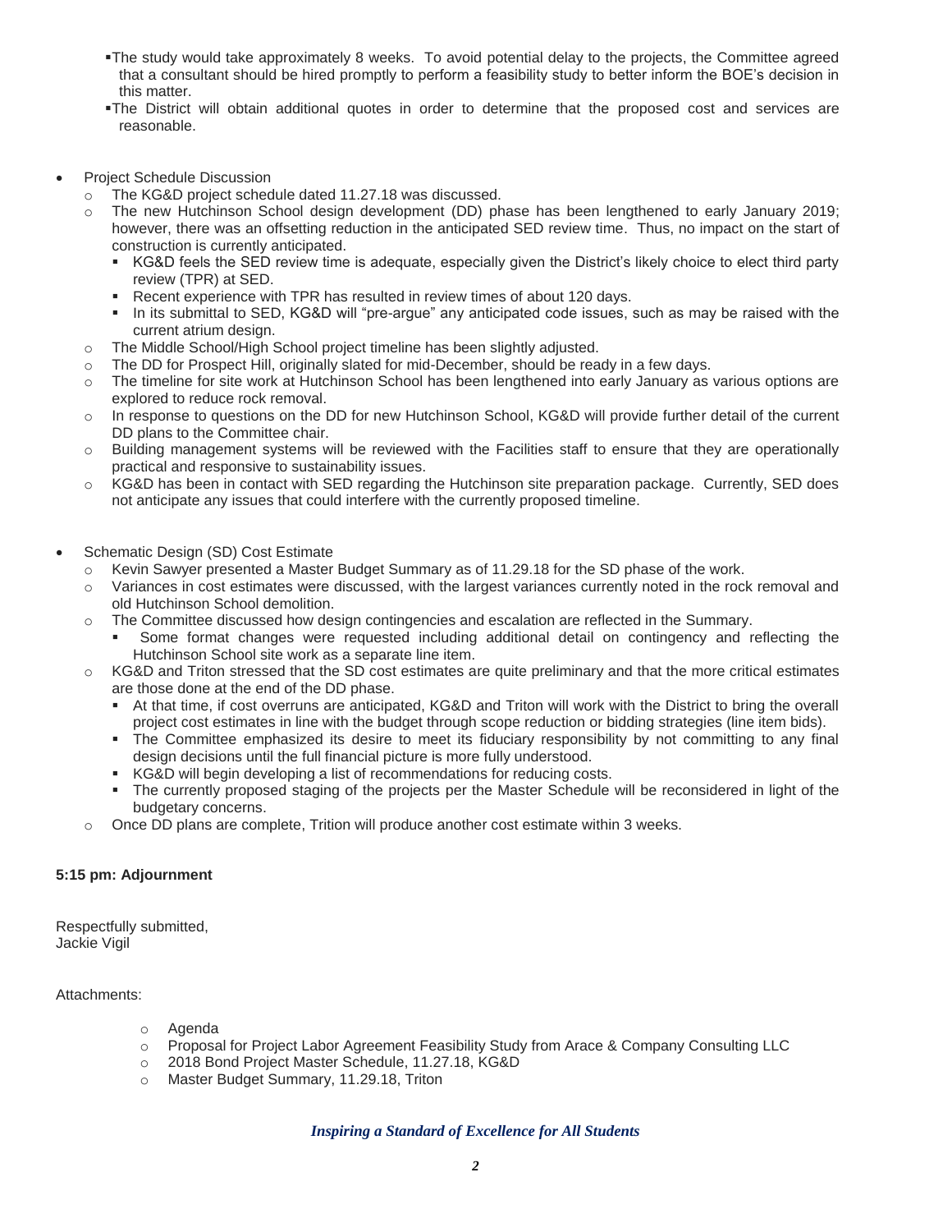- The study would take approximately 8 weeks. To avoid potential delay to the projects, the Committee agreed that a consultant should be hired promptly to perform a feasibility study to better inform the BOE's decision in this matter.
- The District will obtain additional quotes in order to determine that the proposed cost and services are reasonable.

- Project Schedule Discussion
  - The KG&D project schedule dated 11.27.18 was discussed.
  - The new Hutchinson School design development (DD) phase has been lengthened to early January 2019; however, there was an offsetting reduction in the anticipated SED review time. Thus, no impact on the start of construction is currently anticipated.
    - KG&D feels the SED review time is adequate, especially given the District's likely choice to elect third party review (TPR) at SED.
    - Recent experience with TPR has resulted in review times of about 120 days.
    - In its submittal to SED, KG&D will "pre-argue" any anticipated code issues, such as may be raised with the current atrium design.
  - The Middle School/High School project timeline has been slightly adjusted.
  - The DD for Prospect Hill, originally slated for mid-December, should be ready in a few days.
  - The timeline for site work at Hutchinson School has been lengthened into early January as various options are explored to reduce rock removal.
  - In response to questions on the DD for new Hutchinson School, KG&D will provide further detail of the current DD plans to the Committee chair.
  - Building management systems will be reviewed with the Facilities staff to ensure that they are operationally practical and responsive to sustainability issues.
  - KG&D has been in contact with SED regarding the Hutchinson site preparation package. Currently, SED does not anticipate any issues that could interfere with the currently proposed timeline.

- Schematic Design (SD) Cost Estimate
  - Kevin Sawyer presented a Master Budget Summary as of 11.29.18 for the SD phase of the work.
  - Variances in cost estimates were discussed, with the largest variances currently noted in the rock removal and old Hutchinson School demolition.
  - The Committee discussed how design contingencies and escalation are reflected in the Summary.
    - Some format changes were requested including additional detail on contingency and reflecting the Hutchinson School site work as a separate line item.
  - KG&D and Triton stressed that the SD cost estimates are quite preliminary and that the more critical estimates are those done at the end of the DD phase.
    - At that time, if cost overruns are anticipated, KG&D and Triton will work with the District to bring the overall project cost estimates in line with the budget through scope reduction or bidding strategies (line item bids).
    - The Committee emphasized its desire to meet its fiduciary responsibility by not committing to any final design decisions until the full financial picture is more fully understood.
    - KG&D will begin developing a list of recommendations for reducing costs.
    - The currently proposed staging of the projects per the Master Schedule will be reconsidered in light of the budgetary concerns.
  - Once DD plans are complete, Trition will produce another cost estimate within 3 weeks.

**5:15 pm: Adjournment**

Respectfully submitted,
Jackie Vigil

Attachments:

- Agenda
- Proposal for Project Labor Agreement Feasibility Study from Arace & Company Consulting LLC
- 2018 Bond Project Master Schedule, 11.27.18, KG&D
- Master Budget Summary, 11.29.18, Triton

***Inspiring a Standard of Excellence for All Students***